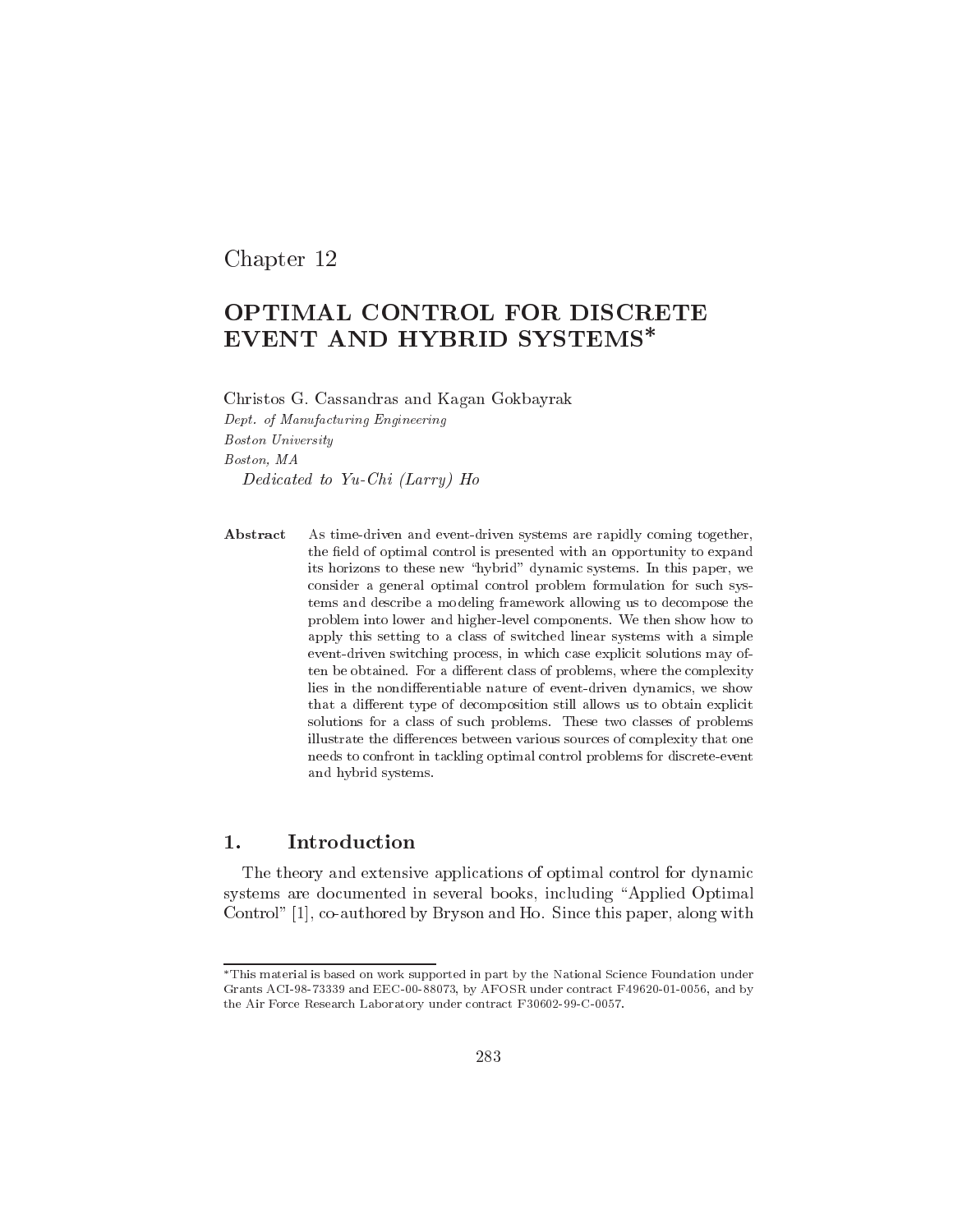Chapter 12

# OPTIMAL CONTROL FOR DISCRETE EVENT AND HYBRID SYSTEMS*

Christos G. Cassandras and Kagan Gokbayrak

*Dept. of Manufacturing Engineering*

*Boston University*

*Boston, MA*

*Dedicated to Yu-Chi (Larry) Ho*

**Abstract** As time-driven and event-driven systems are rapidly coming together, the field of optimal control is presented with an opportunity to expand its horizons to these new "hybrid" dynamic systems. In this paper, we consider a general optimal control problem formulation for such systems and describe a modeling framework allowing us to decompose the problem into lower and higher-level components. We then show how to apply this setting to a class of switched linear systems with a simple event-driven switching process, in which case explicit solutions may often be obtained. For a different class of problems, where the complexity lies in the nondifferentiable nature of event-driven dynamics, we show that a different type of decomposition still allows us to obtain explicit solutions for a class of such problems. These two classes of problems illustrate the differences between various sources of complexity that one needs to confront in tackling optimal control problems for discrete-event and hybrid systems.

## 1. Introduction

The theory and extensive applications of optimal control for dynamic systems are documented in several books, including "Applied Optimal Control" [1], co-authored by Bryson and Ho. Since this paper, along with

*This material is based on work supported in part by the National Science Foundation under Grants ACI-98-73339 and EEC-00-88073, by AFOSR under contract F49620-01-0056, and by the Air Force Research Laboratory under contract F30602-99-C-0057.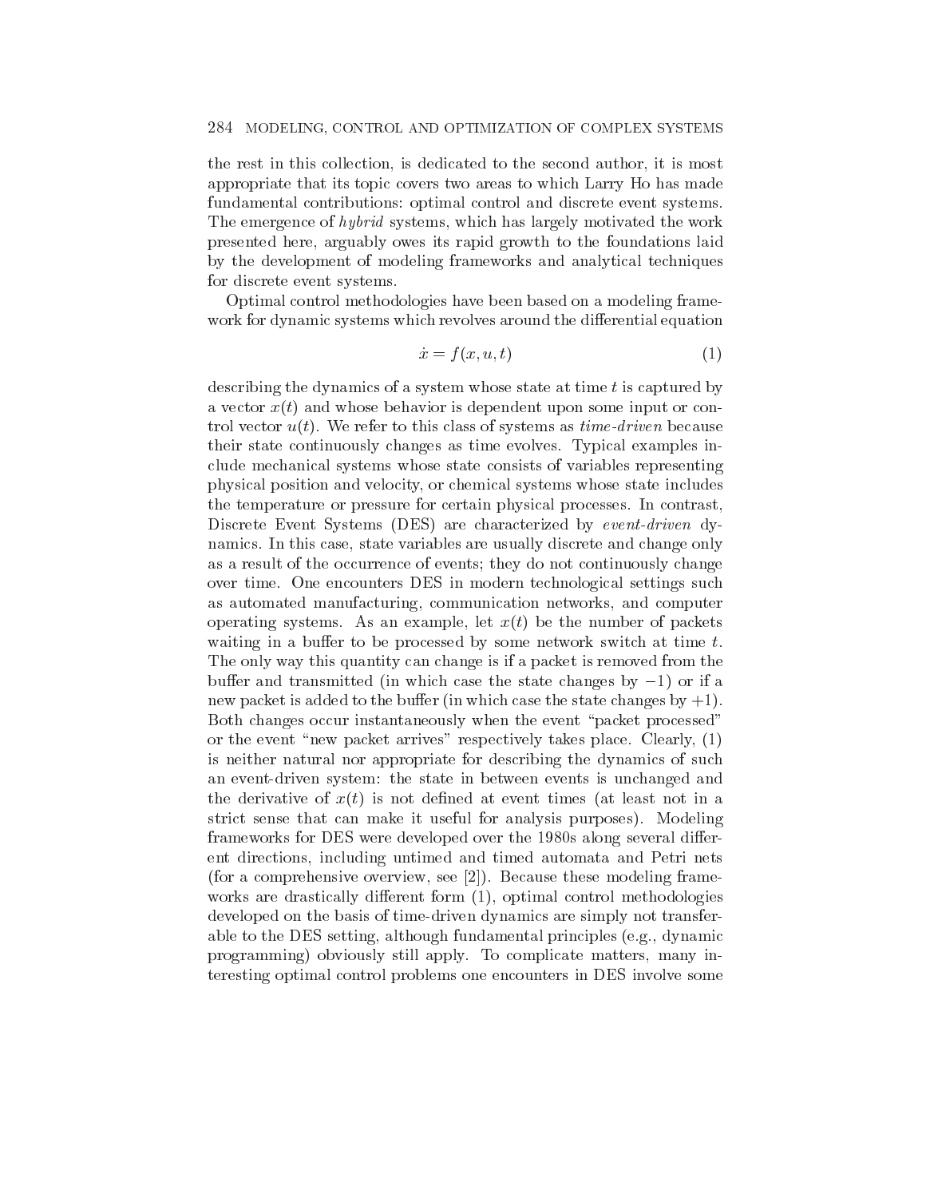the rest in this collection, is dedicated to the second author, it is most appropriate that its topic covers two areas to which Larry Ho has made fundamental contributions: optimal control and discrete event systems. The emergence of *hybrid* systems, which has largely motivated the work presented here, arguably owes its rapid growth to the foundations laid by the development of modeling frameworks and analytical techniques for discrete event systems.

Optimal control methodologies have been based on a modeling framework for dynamic systems which revolves around the differential equation

$$\dot{x} = f(x, u, t) \tag{1}$$

describing the dynamics of a system whose state at time $t$ is captured by a vector $x(t)$ and whose behavior is dependent upon some input or control vector $u(t)$. We refer to this class of systems as *time-driven* because their state continuously changes as time evolves. Typical examples include mechanical systems whose state consists of variables representing physical position and velocity, or chemical systems whose state includes the temperature or pressure for certain physical processes. In contrast, Discrete Event Systems (DES) are characterized by *event-driven* dynamics. In this case, state variables are usually discrete and change only as a result of the occurrence of events; they do not continuously change over time. One encounters DES in modern technological settings such as automated manufacturing, communication networks, and computer operating systems. As an example, let $x(t)$ be the number of packets waiting in a buffer to be processed by some network switch at time $t$. The only way this quantity can change is if a packet is removed from the buffer and transmitted (in which case the state changes by $-1$) or if a new packet is added to the buffer (in which case the state changes by $+1$). Both changes occur instantaneously when the event "packet processed" or the event "new packet arrives" respectively takes place. Clearly, (1) is neither natural nor appropriate for describing the dynamics of such an event-driven system: the state in between events is unchanged and the derivative of $x(t)$ is not defined at event times (at least not in a strict sense that can make it useful for analysis purposes). Modeling frameworks for DES were developed over the 1980s along several different directions, including untimed and timed automata and Petri nets (for a comprehensive overview, see [2]). Because these modeling frameworks are drastically different form (1), optimal control methodologies developed on the basis of time-driven dynamics are simply not transferable to the DES setting, although fundamental principles (e.g., dynamic programming) obviously still apply. To complicate matters, many interesting optimal control problems one encounters in DES involve some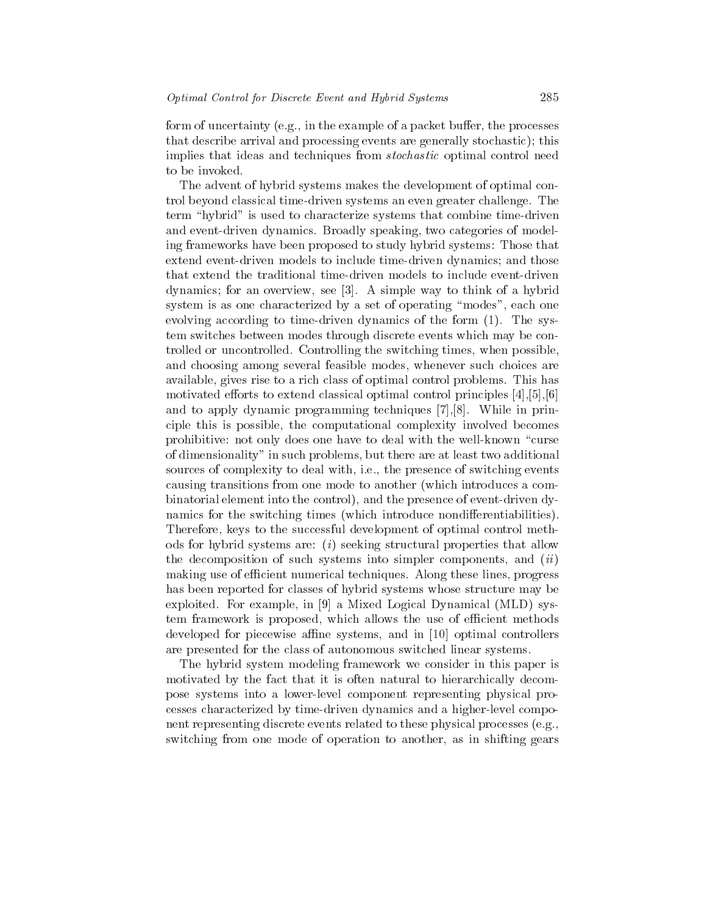form of uncertainty (e.g., in the example of a packet buffer, the processes that describe arrival and processing events are generally stochastic); this implies that ideas and techniques from *stochastic* optimal control need to be invoked.

The advent of hybrid systems makes the development of optimal control beyond classical time-driven systems an even greater challenge. The term "hybrid" is used to characterize systems that combine time-driven and event-driven dynamics. Broadly speaking, two categories of modeling frameworks have been proposed to study hybrid systems: Those that extend event-driven models to include time-driven dynamics; and those that extend the traditional time-driven models to include event-driven dynamics; for an overview, see [3]. A simple way to think of a hybrid system is as one characterized by a set of operating "modes", each one evolving according to time-driven dynamics of the form (1). The system switches between modes through discrete events which may be controlled or uncontrolled. Controlling the switching times, when possible, and choosing among several feasible modes, whenever such choices are available, gives rise to a rich class of optimal control problems. This has motivated efforts to extend classical optimal control principles [4],[5],[6] and to apply dynamic programming techniques [7],[8]. While in principle this is possible, the computational complexity involved becomes prohibitive: not only does one have to deal with the well-known "curse of dimensionality" in such problems, but there are at least two additional sources of complexity to deal with, i.e., the presence of switching events causing transitions from one mode to another (which introduces a combinatorial element into the control), and the presence of event-driven dynamics for the switching times (which introduce nondifferentiabilities). Therefore, keys to the successful development of optimal control methods for hybrid systems are: (*i*) seeking structural properties that allow the decomposition of such systems into simpler components, and (*ii*) making use of efficient numerical techniques. Along these lines, progress has been reported for classes of hybrid systems whose structure may be exploited. For example, in [9] a Mixed Logical Dynamical (MLD) system framework is proposed, which allows the use of efficient methods developed for piecewise affine systems, and in [10] optimal controllers are presented for the class of autonomous switched linear systems.

The hybrid system modeling framework we consider in this paper is motivated by the fact that it is often natural to hierarchically decompose systems into a lower-level component representing physical processes characterized by time-driven dynamics and a higher-level component representing discrete events related to these physical processes (e.g., switching from one mode of operation to another, as in shifting gears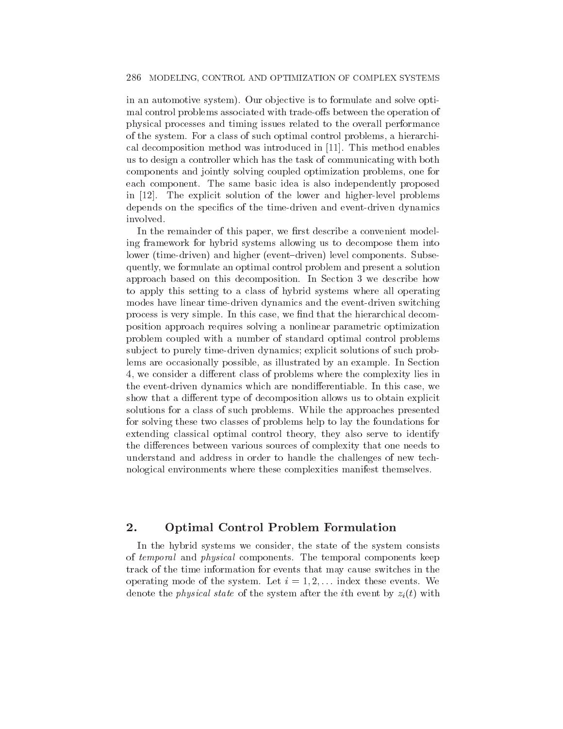in an automotive system). Our objective is to formulate and solve optimal control problems associated with trade-offs between the operation of physical processes and timing issues related to the overall performance of the system. For a class of such optimal control problems, a hierarchical decomposition method was introduced in [11]. This method enables us to design a controller which has the task of communicating with both components and jointly solving coupled optimization problems, one for each component. The same basic idea is also independently proposed in [12]. The explicit solution of the lower and higher-level problems depends on the specifics of the time-driven and event-driven dynamics involved.

In the remainder of this paper, we first describe a convenient modeling framework for hybrid systems allowing us to decompose them into lower (time-driven) and higher (event–driven) level components. Subsequently, we formulate an optimal control problem and present a solution approach based on this decomposition. In Section 3 we describe how to apply this setting to a class of hybrid systems where all operating modes have linear time-driven dynamics and the event-driven switching process is very simple. In this case, we find that the hierarchical decomposition approach requires solving a nonlinear parametric optimization problem coupled with a number of standard optimal control problems subject to purely time-driven dynamics; explicit solutions of such problems are occasionally possible, as illustrated by an example. In Section 4, we consider a different class of problems where the complexity lies in the event-driven dynamics which are nondifferentiable. In this case, we show that a different type of decomposition allows us to obtain explicit solutions for a class of such problems. While the approaches presented for solving these two classes of problems help to lay the foundations for extending classical optimal control theory, they also serve to identify the differences between various sources of complexity that one needs to understand and address in order to handle the challenges of new technological environments where these complexities manifest themselves.

## 2. Optimal Control Problem Formulation

In the hybrid systems we consider, the state of the system consists of *temporal* and *physical* components. The temporal components keep track of the time information for events that may cause switches in the operating mode of the system. Let $i = 1, 2, \ldots$ index these events. We denote the *physical state* of the system after the $i$th event by $z_i(t)$ with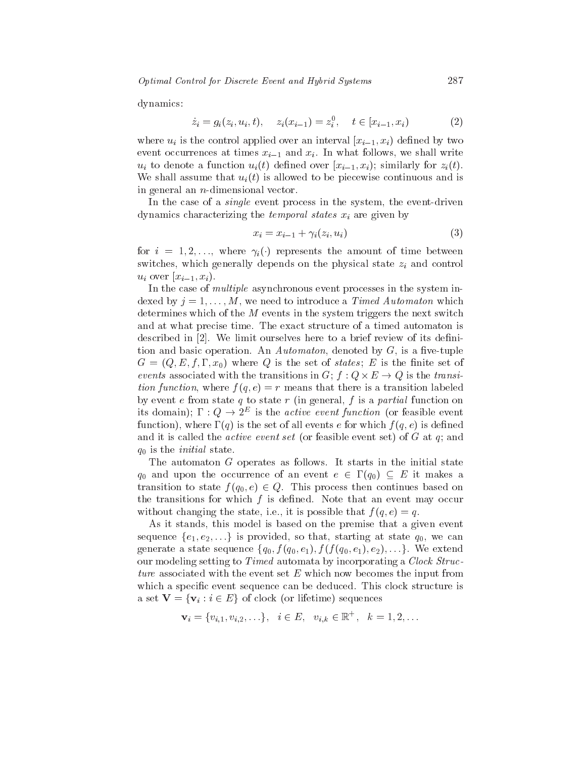dynamics:

$$\dot{z}_i = g_i(z_i, u_i, t), \quad z_i(x_{i-1}) = z_i^0, \quad t \in [x_{i-1}, x_i) \tag{2}$$

where $u_i$ is the control applied over an interval $[x_{i-1}, x_i)$ defined by two event occurrences at times $x_{i-1}$ and $x_i$. In what follows, we shall write $u_i$ to denote a function $u_i(t)$ defined over $[x_{i-1}, x_i)$; similarly for $z_i(t)$. We shall assume that $u_i(t)$ is allowed to be piecewise continuous and is in general an $n$-dimensional vector.

In the case of a *single* event process in the system, the event-driven dynamics characterizing the *temporal states* $x_i$ are given by

$$x_i = x_{i-1} + \gamma_i(z_i, u_i) \tag{3}$$

for $i = 1, 2, \ldots$, where $\gamma_i(\cdot)$ represents the amount of time between switches, which generally depends on the physical state $z_i$ and control $u_i$ over $[x_{i-1}, x_i)$.

In the case of *multiple* asynchronous event processes in the system indexed by $j = 1, \ldots, M$, we need to introduce a *Timed Automaton* which determines which of the $M$ events in the system triggers the next switch and at what precise time. The exact structure of a timed automaton is described in [2]. We limit ourselves here to a brief review of its definition and basic operation. An *Automaton*, denoted by $G$, is a five-tuple $G = (Q, E, f, \Gamma, x_0)$ where $Q$ is the set of *states*; $E$ is the finite set of *events* associated with the transitions in $G$; $f : Q \times E \rightarrow Q$ is the *transition function*, where $f(q, e) = r$ means that there is a transition labeled by event $e$ from state $q$ to state $r$ (in general, $f$ is a *partial* function on its domain); $\Gamma : Q \rightarrow 2^E$ is the *active event function* (or feasible event function), where $\Gamma(q)$ is the set of all events $e$ for which $f(q, e)$ is defined and it is called the *active event set* (or feasible event set) of $G$ at $q$; and $q_0$ is the *initial* state.

The automaton $G$ operates as follows. It starts in the initial state $q_0$ and upon the occurrence of an event $e \in \Gamma(q_0) \subseteq E$ it makes a transition to state $f(q_0, e) \in Q$. This process then continues based on the transitions for which $f$ is defined. Note that an event may occur without changing the state, i.e., it is possible that $f(q, e) = q$.

As it stands, this model is based on the premise that a given event sequence $\{e_1, e_2, \ldots\}$ is provided, so that, starting at state $q_0$, we can generate a state sequence $\{q_0, f(q_0, e_1), f(f(q_0, e_1), e_2), \ldots\}$. We extend our modeling setting to *Timed* automata by incorporating a *Clock Structure* associated with the event set $E$ which now becomes the input from which a specific event sequence can be deduced. This clock structure is a set $\mathbf{V} = \{\mathbf{v}_i : i \in E\}$ of clock (or lifetime) sequences

$$\mathbf{v}_i = \{v_{i,1}, v_{i,2}, \ldots\}, \quad i \in E, \quad v_{i,k} \in \mathbb{R}^+, \quad k = 1, 2, \ldots$$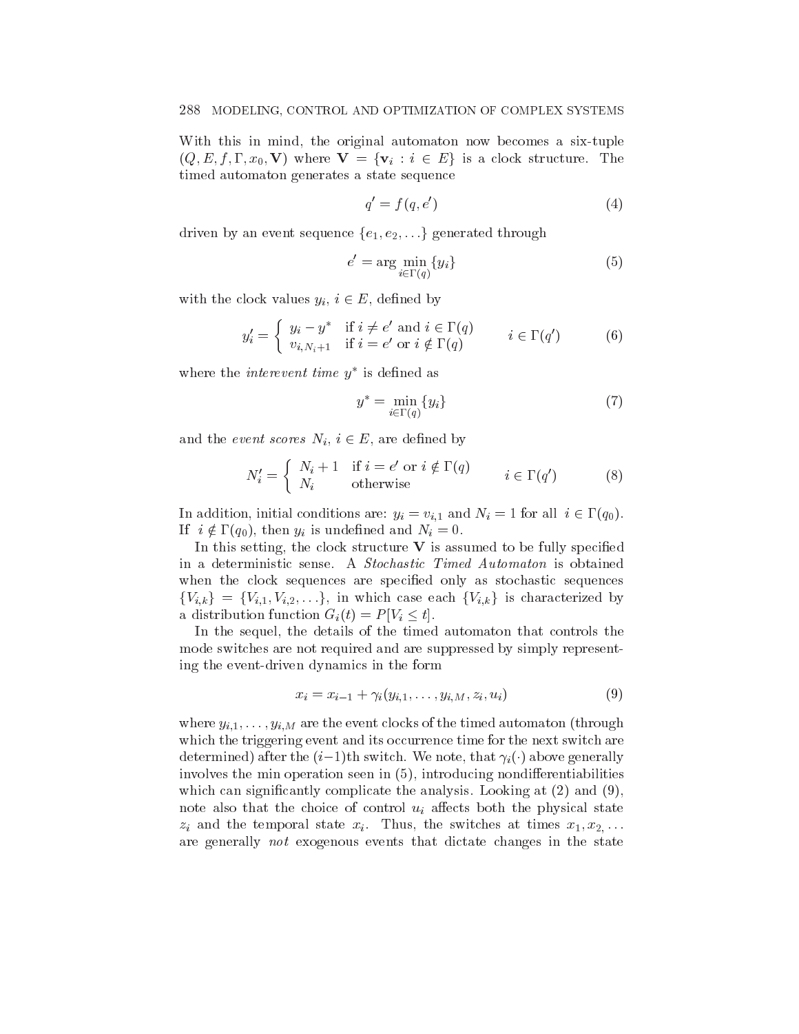With this in mind, the original automaton now becomes a six-tuple $(Q, E, f, \Gamma, x_0, \mathbf{V})$ where $\mathbf{V} = \{\mathbf{v}_i : i \in E\}$ is a clock structure. The timed automaton generates a state sequence

$$q' = f(q, e') \tag{4}$$

driven by an event sequence $\{e_1, e_2, \ldots\}$ generated through

$$e' = \arg \min_{i \in \Gamma(q)} \{y_i\} \tag{5}$$

with the clock values $y_i$, $i \in E$, defined by

$$y_i' = \begin{cases} y_i - y^* & \text{if } i \neq e' \text{ and } i \in \Gamma(q) \\ v_{i,N_i+1} & \text{if } i = e' \text{ or } i \notin \Gamma(q) \end{cases} \qquad i \in \Gamma(q') \tag{6}$$

where the *interevent time* $y^*$ is defined as

$$y^* = \min_{i \in \Gamma(q)} \{y_i\} \tag{7}$$

and the *event scores* $N_i$, $i \in E$, are defined by

$$N_i' = \begin{cases} N_i + 1 & \text{if } i = e' \text{ or } i \notin \Gamma(q) \\ N_i & \text{otherwise} \end{cases} \qquad i \in \Gamma(q') \tag{8}$$

In addition, initial conditions are: $y_i = v_{i,1}$ and $N_i = 1$ for all $i \in \Gamma(q_0)$. If $i \notin \Gamma(q_0)$, then $y_i$ is undefined and $N_i = 0$.

In this setting, the clock structure $\mathbf{V}$ is assumed to be fully specified in a deterministic sense. A *Stochastic Timed Automaton* is obtained when the clock sequences are specified only as stochastic sequences $\{V_{i,k}\} = \{V_{i,1}, V_{i,2}, \ldots\}$, in which case each $\{V_{i,k}\}$ is characterized by a distribution function $G_i(t) = P[V_i \leq t]$.

In the sequel, the details of the timed automaton that controls the mode switches are not required and are suppressed by simply representing the event-driven dynamics in the form

$$x_i = x_{i-1} + \gamma_i(y_{i,1}, \ldots, y_{i,M}, z_i, u_i) \tag{9}$$

where $y_{i,1}, \ldots, y_{i,M}$ are the event clocks of the timed automaton (through which the triggering event and its occurrence time for the next switch are determined) after the $(i-1)$th switch. We note, that $\gamma_i(\cdot)$ above generally involves the min operation seen in (5), introducing nondifferentiabilities which can significantly complicate the analysis. Looking at (2) and (9), note also that the choice of control $u_i$ affects both the physical state $z_i$ and the temporal state $x_i$. Thus, the switches at times $x_1, x_2, \ldots$ are generally *not* exogenous events that dictate changes in the state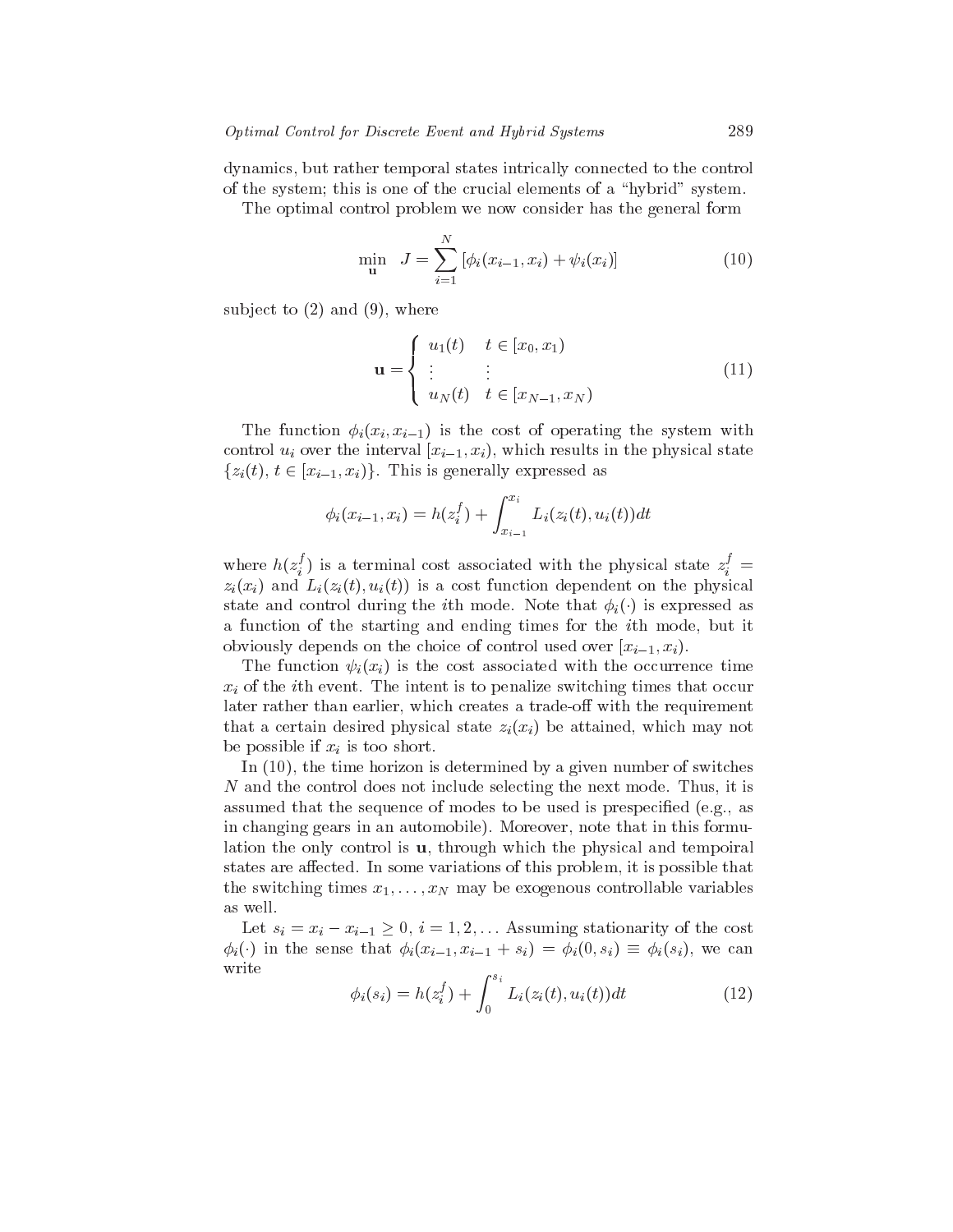dynamics, but rather temporal states intrically connected to the control of the system; this is one of the crucial elements of a "hybrid" system.

The optimal control problem we now consider has the general form

$$\min_{\mathbf{u}} \quad J = \sum_{i=1}^{N} [\phi_i(x_{i-1}, x_i) + \psi_i(x_i)] \tag{10}$$

subject to (2) and (9), where

$$\mathbf{u} = \begin{cases} u_1(t) & t \in [x_0, x_1) \\ \vdots & \vdots \\ u_N(t) & t \in [x_{N-1}, x_N) \end{cases} \tag{11}$$

The function $\phi_i(x_i, x_{i-1})$ is the cost of operating the system with control $u_i$ over the interval $[x_{i-1}, x_i)$, which results in the physical state $\{z_i(t), t \in [x_{i-1}, x_i)\}$. This is generally expressed as

$$\phi_i(x_{i-1}, x_i) = h(z_i^f) + \int_{x_{i-1}}^{x_i} L_i(z_i(t), u_i(t))dt$$

where $h(z_i^f)$ is a terminal cost associated with the physical state $z_i^f = z_i(x_i)$ and $L_i(z_i(t), u_i(t))$ is a cost function dependent on the physical state and control during the $i$th mode. Note that $\phi_i(\cdot)$ is expressed as a function of the starting and ending times for the $i$th mode, but it obviously depends on the choice of control used over $[x_{i-1}, x_i)$.

The function $\psi_i(x_i)$ is the cost associated with the occurrence time $x_i$ of the $i$th event. The intent is to penalize switching times that occur later rather than earlier, which creates a trade-off with the requirement that a certain desired physical state $z_i(x_i)$ be attained, which may not be possible if $x_i$ is too short.

In (10), the time horizon is determined by a given number of switches $N$ and the control does not include selecting the next mode. Thus, it is assumed that the sequence of modes to be used is prespecified (e.g., as in changing gears in an automobile). Moreover, note that in this formulation the only control is $\mathbf{u}$, through which the physical and tempoiral states are affected. In some variations of this problem, it is possible that the switching times $x_1, \ldots, x_N$ may be exogenous controllable variables as well.

Let $s_i = x_i - x_{i-1} \geq 0$, $i = 1, 2, \ldots$ Assuming stationarity of the cost $\phi_i(\cdot)$ in the sense that $\phi_i(x_{i-1}, x_{i-1} + s_i) = \phi_i(0, s_i) \equiv \phi_i(s_i)$, we can write

$$\phi_i(s_i) = h(z_i^f) + \int_0^{s_i} L_i(z_i(t), u_i(t))dt \tag{12}$$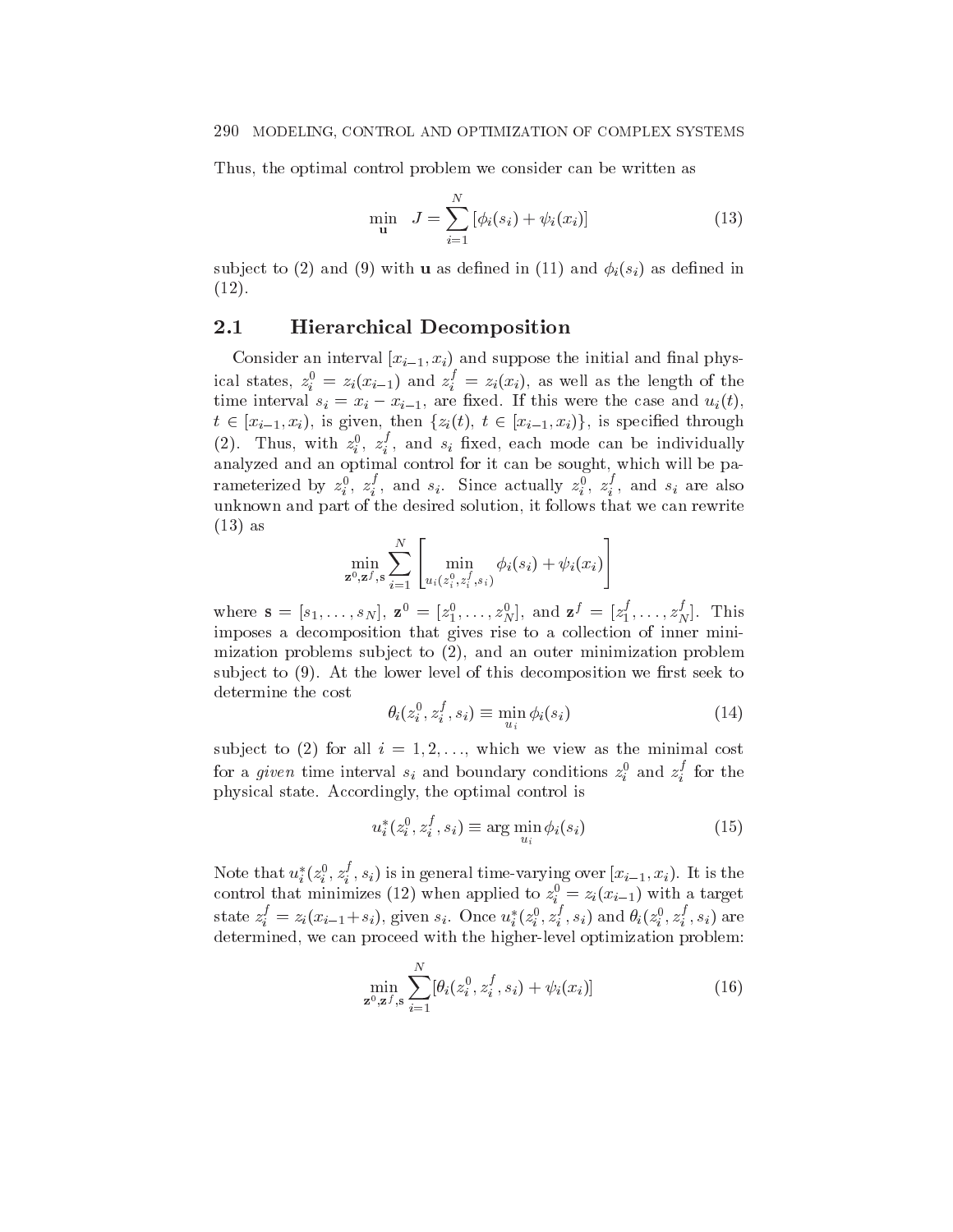Thus, the optimal control problem we consider can be written as

$$\min_{\mathbf{u}} \quad J = \sum_{i=1}^{N} \left[ \phi_i(s_i) + \psi_i(x_i) \right] \tag{13}$$

subject to (2) and (9) with $\mathbf{u}$ as defined in (11) and $\phi_i(s_i)$ as defined in (12).

## 2.1 Hierarchical Decomposition

Consider an interval $[x_{i-1}, x_i)$ and suppose the initial and final physical states, $z_i^0 = z_i(x_{i-1})$ and $z_i^f = z_i(x_i)$, as well as the length of the time interval $s_i = x_i - x_{i-1}$, are fixed. If this were the case and $u_i(t)$, $t \in [x_{i-1}, x_i)$, is given, then $\{z_i(t),\ t \in [x_{i-1}, x_i)\}$, is specified through (2). Thus, with $z_i^0$, $z_i^f$, and $s_i$ fixed, each mode can be individually analyzed and an optimal control for it can be sought, which will be parameterized by $z_i^0$, $z_i^f$, and $s_i$. Since actually $z_i^0$, $z_i^f$, and $s_i$ are also unknown and part of the desired solution, it follows that we can rewrite (13) as

$$\min_{\mathbf{z}^0, \mathbf{z}^f, \mathbf{s}} \sum_{i=1}^{N} \left[ \min_{u_i(z_i^0, z_i^f, s_i)} \phi_i(s_i) + \psi_i(x_i) \right]$$

where $\mathbf{s} = [s_1, \ldots, s_N]$, $\mathbf{z}^0 = [z_1^0, \ldots, z_N^0]$, and $\mathbf{z}^f = [z_1^f, \ldots, z_N^f]$. This imposes a decomposition that gives rise to a collection of inner minimization problems subject to (2), and an outer minimization problem subject to (9). At the lower level of this decomposition we first seek to determine the cost

$$\theta_i(z_i^0, z_i^f, s_i) \equiv \min_{u_i} \phi_i(s_i) \tag{14}$$

subject to (2) for all $i = 1, 2, \ldots$, which we view as the minimal cost for a *given* time interval $s_i$ and boundary conditions $z_i^0$ and $z_i^f$ for the physical state. Accordingly, the optimal control is

$$u_i^*(z_i^0, z_i^f, s_i) \equiv \arg\min_{u_i} \phi_i(s_i) \tag{15}$$

Note that $u_i^*(z_i^0, z_i^f, s_i)$ is in general time-varying over $[x_{i-1}, x_i)$. It is the control that minimizes (12) when applied to $z_i^0 = z_i(x_{i-1})$ with a target state $z_i^f = z_i(x_{i-1} + s_i)$, given $s_i$. Once $u_i^*(z_i^0, z_i^f, s_i)$ and $\theta_i(z_i^0, z_i^f, s_i)$ are determined, we can proceed with the higher-level optimization problem:

$$\min_{\mathbf{z}^0, \mathbf{z}^f, \mathbf{s}} \sum_{i=1}^{N} \left[ \theta_i(z_i^0, z_i^f, s_i) + \psi_i(x_i) \right] \tag{16}$$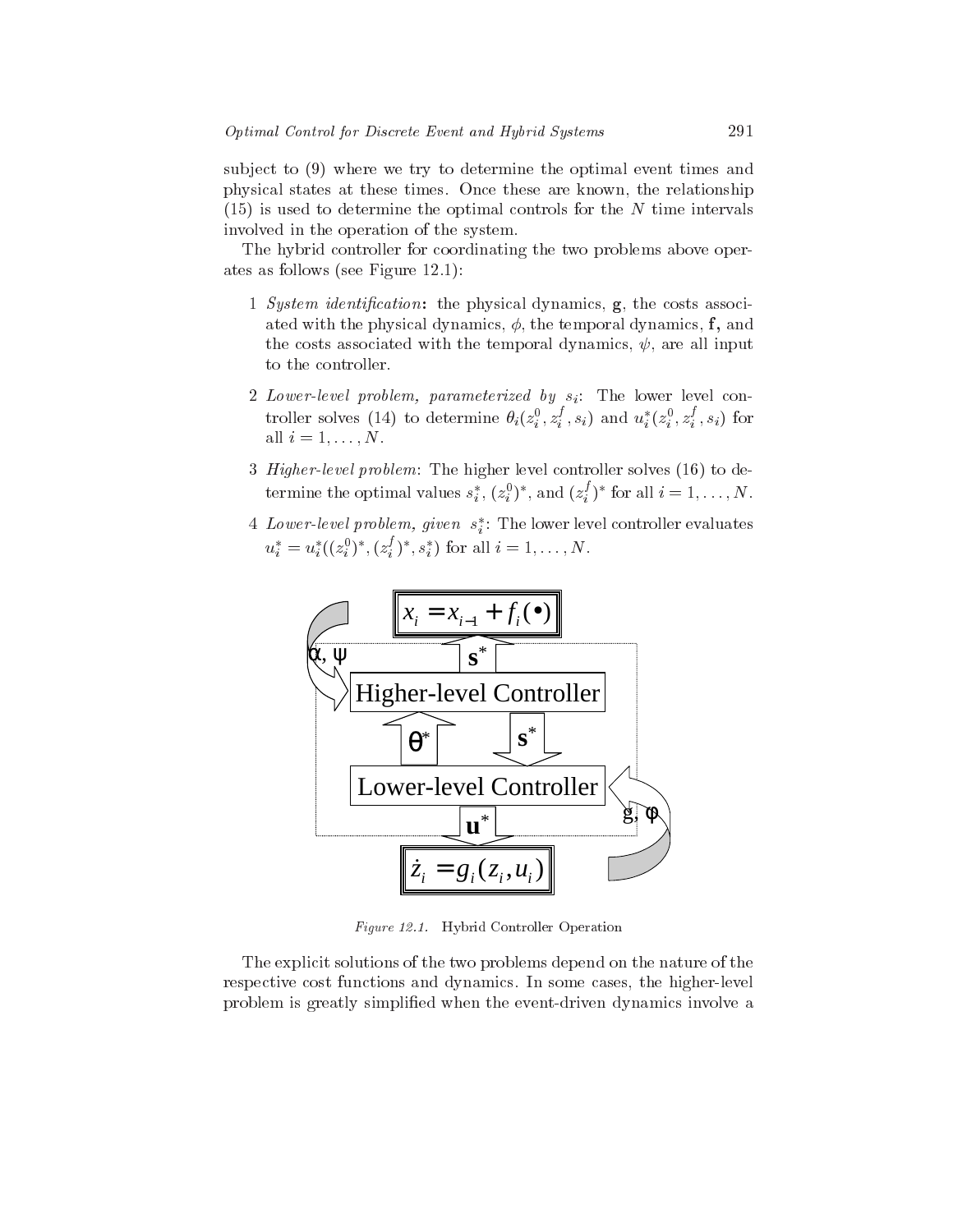subject to (9) where we try to determine the optimal event times and physical states at these times. Once these are known, the relationship (15) is used to determine the optimal controls for the $N$ time intervals involved in the operation of the system.

The hybrid controller for coordinating the two problems above operates as follows (see Figure 12.1):

1 *System identification*: the physical dynamics, $\mathbf{g}$, the costs associated with the physical dynamics, $\phi$, the temporal dynamics, $\mathbf{f}$, and the costs associated with the temporal dynamics, $\psi$, are all input to the controller.

2 *Lower-level problem, parameterized by* $s_i$: The lower level controller solves (14) to determine $\theta_i(z_i^0, z_i^f, s_i)$ and $u_i^*(z_i^0, z_i^f, s_i)$ for all $i = 1, \ldots, N$.

3 *Higher-level problem*: The higher level controller solves (16) to determine the optimal values $s_i^*$, $(z_i^0)^*$, and $(z_i^f)^*$ for all $i = 1, \ldots, N$.

4 *Lower-level problem, given* $s_i^*$: The lower level controller evaluates $u_i^* = u_i^*((z_i^0)^*, (z_i^f)^*, s_i^*)$ for all $i = 1, \ldots, N$.

*Figure 12.1.* Hybrid Controller Operation

The explicit solutions of the two problems depend on the nature of the respective cost functions and dynamics. In some cases, the higher-level problem is greatly simplified when the event-driven dynamics involve a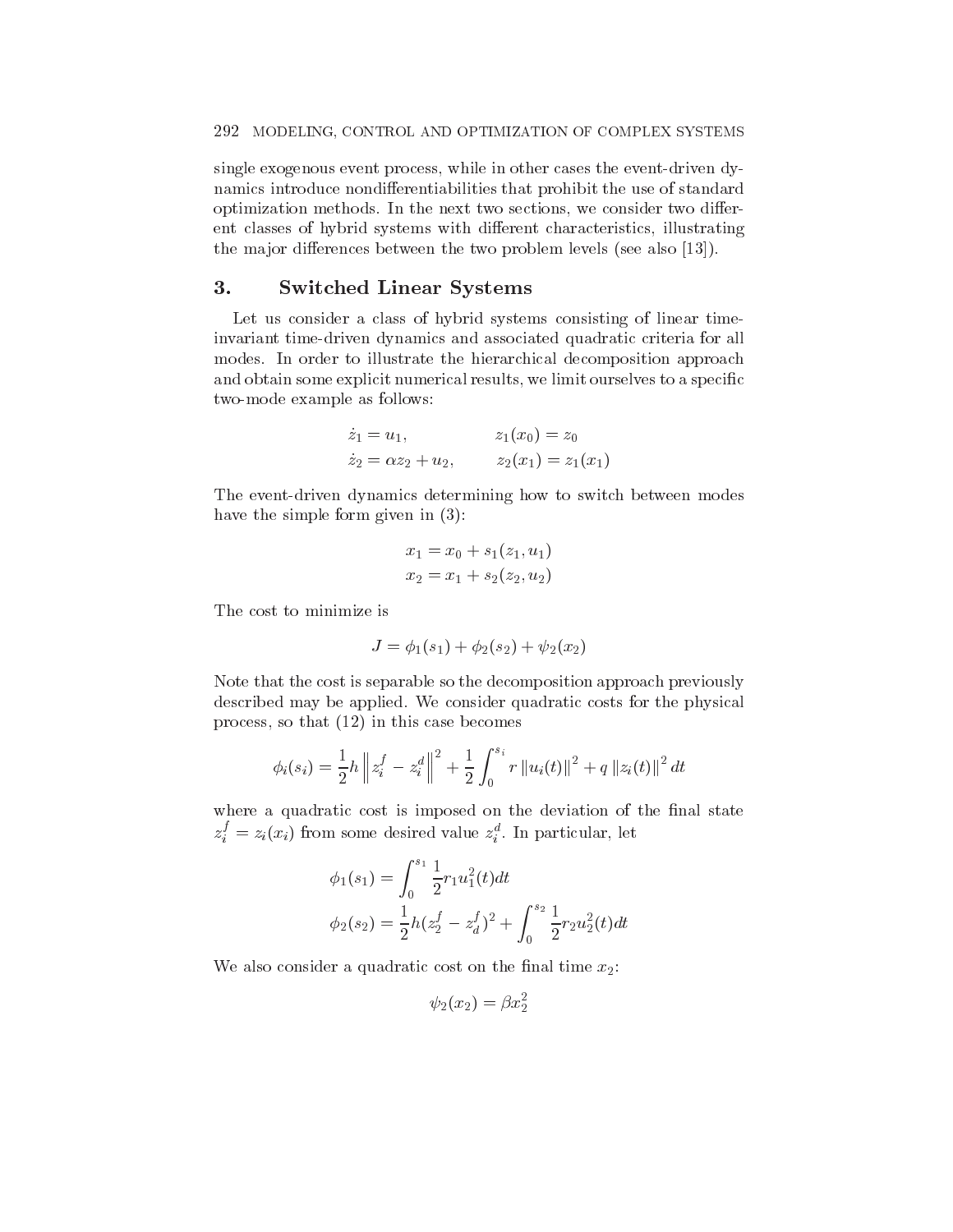single exogenous event process, while in other cases the event-driven dynamics introduce nondifferentiabilities that prohibit the use of standard optimization methods. In the next two sections, we consider two different classes of hybrid systems with different characteristics, illustrating the major differences between the two problem levels (see also [13]).

## 3. Switched Linear Systems

Let us consider a class of hybrid systems consisting of linear time-invariant time-driven dynamics and associated quadratic criteria for all modes. In order to illustrate the hierarchical decomposition approach and obtain some explicit numerical results, we limit ourselves to a specific two-mode example as follows:

$$\begin{aligned} \dot{z}_1 &= u_1, & z_1(x_0) &= z_0 \\ \dot{z}_2 &= \alpha z_2 + u_2, & z_2(x_1) &= z_1(x_1) \end{aligned}$$

The event-driven dynamics determining how to switch between modes have the simple form given in (3):

$$\begin{aligned} x_1 &= x_0 + s_1(z_1, u_1) \\ x_2 &= x_1 + s_2(z_2, u_2) \end{aligned}$$

The cost to minimize is

$$J = \phi_1(s_1) + \phi_2(s_2) + \psi_2(x_2)$$

Note that the cost is separable so the decomposition approach previously described may be applied. We consider quadratic costs for the physical process, so that (12) in this case becomes

$$\phi_i(s_i) = \frac{1}{2} h \left\| z_i^f - z_i^d \right\|^2 + \frac{1}{2} \int_0^{s_i} r \left\| u_i(t) \right\|^2 + q \left\| z_i(t) \right\|^2 dt$$

where a quadratic cost is imposed on the deviation of the final state $z_i^f = z_i(x_i)$ from some desired value $z_i^d$. In particular, let

$$\begin{aligned} \phi_1(s_1) &= \int_0^{s_1} \frac{1}{2} r_1 u_1^2(t) dt \\ \phi_2(s_2) &= \frac{1}{2} h (z_2^f - z_d^f)^2 + \int_0^{s_2} \frac{1}{2} r_2 u_2^2(t) dt \end{aligned}$$

We also consider a quadratic cost on the final time $x_2$:

$$\psi_2(x_2) = \beta x_2^2$$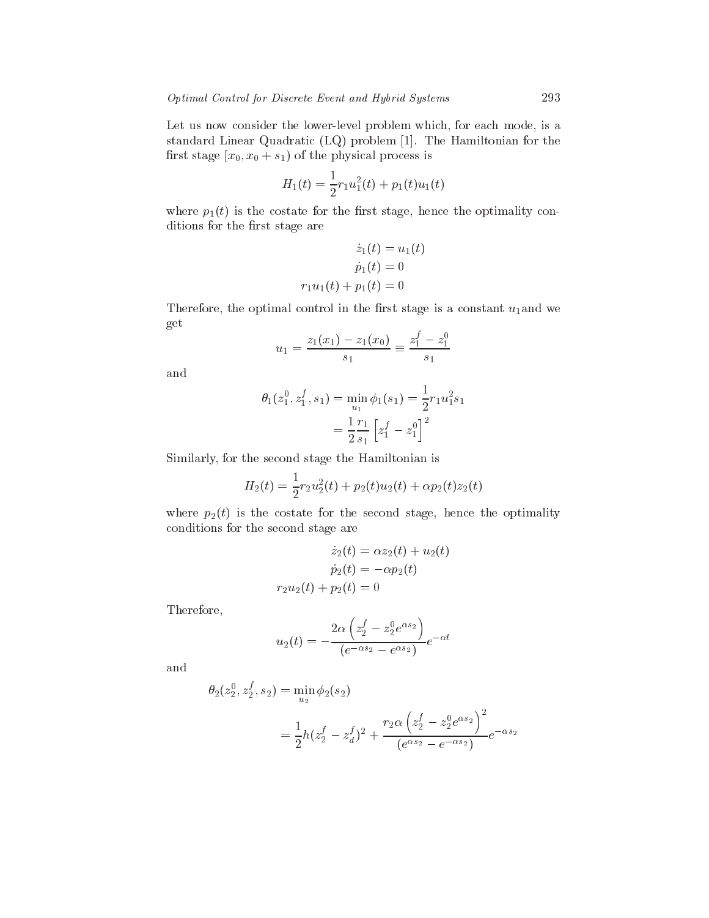Let us now consider the lower-level problem which, for each mode, is a standard Linear Quadratic (LQ) problem [1]. The Hamiltonian for the first stage $[x_0, x_0 + s_1)$ of the physical process is

$$H_1(t) = \frac{1}{2} r_1 u_1^2(t) + p_1(t) u_1(t)$$

where $p_1(t)$ is the costate for the first stage, hence the optimality conditions for the first stage are

$$\begin{aligned} \dot{z}_1(t) &= u_1(t) \\ \dot{p}_1(t) &= 0 \\ r_1 u_1(t) + p_1(t) &= 0 \end{aligned}$$

Therefore, the optimal control in the first stage is a constant $u_1$and we get

$$u_1 = \frac{z_1(x_1) - z_1(x_0)}{s_1} \equiv \frac{z_1^f - z_1^0}{s_1}$$

and

$$\begin{aligned} \theta_1(z_1^0, z_1^f, s_1) = \min_{u_1} \phi_1(s_1) &= \frac{1}{2} r_1 u_1^2 s_1 \\ &= \frac{1}{2} \frac{r_1}{s_1} \left[ z_1^f - z_1^0 \right]^2 \end{aligned}$$

Similarly, for the second stage the Hamiltonian is

$$H_2(t) = \frac{1}{2} r_2 u_2^2(t) + p_2(t) u_2(t) + \alpha p_2(t) z_2(t)$$

where $p_2(t)$ is the costate for the second stage, hence the optimality conditions for the second stage are

$$\begin{aligned} \dot{z}_2(t) &= \alpha z_2(t) + u_2(t) \\ \dot{p}_2(t) &= -\alpha p_2(t) \\ r_2 u_2(t) + p_2(t) &= 0 \end{aligned}$$

Therefore,

$$u_2(t) = -\frac{2\alpha \left( z_2^f - z_2^0 e^{\alpha s_2} \right)}{\left( e^{-\alpha s_2} - e^{\alpha s_2} \right)} e^{-\alpha t}$$

and

$$\begin{aligned} \theta_2(z_2^0, z_2^f, s_2) &= \min_{u_2} \phi_2(s_2) \\ &= \frac{1}{2} h (z_2^f - z_d^f)^2 + \frac{r_2 \alpha \left( z_2^f - z_2^0 e^{\alpha s_2} \right)^2}{\left( e^{\alpha s_2} - e^{-\alpha s_2} \right)} e^{-\alpha s_2} \end{aligned}$$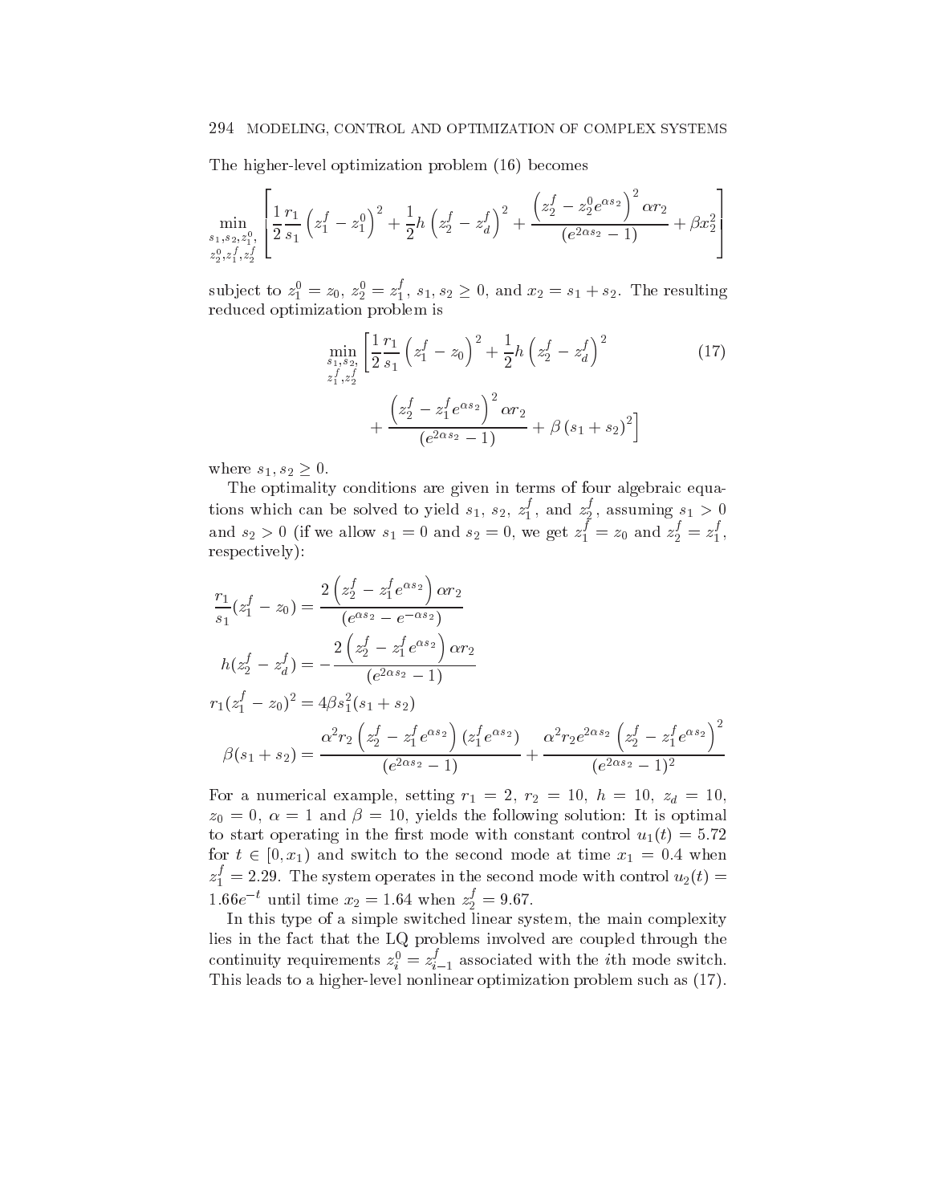The higher-level optimization problem (16) becomes

$$\min_{\substack{s_1, s_2, z_1^0, \\ z_2^0, z_1^f, z_2^f}} \left[ \frac{1}{2} \frac{r_1}{s_1} \left( z_1^f - z_1^0 \right)^2 + \frac{1}{2} h \left( z_2^f - z_d^f \right)^2 + \frac{\left( z_2^f - z_2^0 e^{\alpha s_2} \right)^2 \alpha r_2}{\left( e^{2\alpha s_2} - 1 \right)} + \beta x_2^2 \right]$$

subject to $z_1^0 = z_0$, $z_2^0 = z_1^f$, $s_1, s_2 \geq 0$, and $x_2 = s_1 + s_2$. The resulting reduced optimization problem is

$$\min_{\substack{s_1, s_2, \\ z_1^f, z_2^f}} \left[ \frac{1}{2} \frac{r_1}{s_1} \left( z_1^f - z_0 \right)^2 + \frac{1}{2} h \left( z_2^f - z_d^f \right)^2 + \frac{\left( z_2^f - z_1^f e^{\alpha s_2} \right)^2 \alpha r_2}{\left( e^{2\alpha s_2} - 1 \right)} + \beta \left( s_1 + s_2 \right)^2 \right] \tag{17}$$

where $s_1, s_2 \geq 0$.

The optimality conditions are given in terms of four algebraic equations which can be solved to yield $s_1$, $s_2$, $z_1^f$, and $z_2^f$, assuming $s_1 > 0$ and $s_2 > 0$ (if we allow $s_1 = 0$ and $s_2 = 0$, we get $z_1^f = z_0$ and $z_2^f = z_1^f$, respectively):

$$\frac{r_1}{s_1}(z_1^f - z_0) = \frac{2\left( z_2^f - z_1^f e^{\alpha s_2} \right) \alpha r_2}{\left( e^{\alpha s_2} - e^{-\alpha s_2} \right)}$$

$$h(z_2^f - z_d^f) = -\frac{2\left( z_2^f - z_1^f e^{\alpha s_2} \right) \alpha r_2}{\left( e^{2\alpha s_2} - 1 \right)}$$

$$r_1 (z_1^f - z_0)^2 = 4\beta s_1^2 (s_1 + s_2)$$

$$\beta(s_1 + s_2) = \frac{\alpha^2 r_2 \left( z_2^f - z_1^f e^{\alpha s_2} \right)\left( z_1^f e^{\alpha s_2} \right)}{\left( e^{2\alpha s_2} - 1 \right)} + \frac{\alpha^2 r_2 e^{2\alpha s_2} \left( z_2^f - z_1^f e^{\alpha s_2} \right)^2}{\left( e^{2\alpha s_2} - 1 \right)^2}$$

For a numerical example, setting $r_1 = 2$, $r_2 = 10$, $h = 10$, $z_d = 10$, $z_0 = 0$, $\alpha = 1$ and $\beta = 10$, yields the following solution: It is optimal to start operating in the first mode with constant control $u_1(t) = 5.72$ for $t \in [0, x_1)$ and switch to the second mode at time $x_1 = 0.4$ when $z_1^f = 2.29$. The system operates in the second mode with control $u_2(t) = 1.66e^{-t}$ until time $x_2 = 1.64$ when $z_2^f = 9.67$.

In this type of a simple switched linear system, the main complexity lies in the fact that the LQ problems involved are coupled through the continuity requirements $z_i^0 = z_{i-1}^f$ associated with the $i$th mode switch. This leads to a higher-level nonlinear optimization problem such as (17).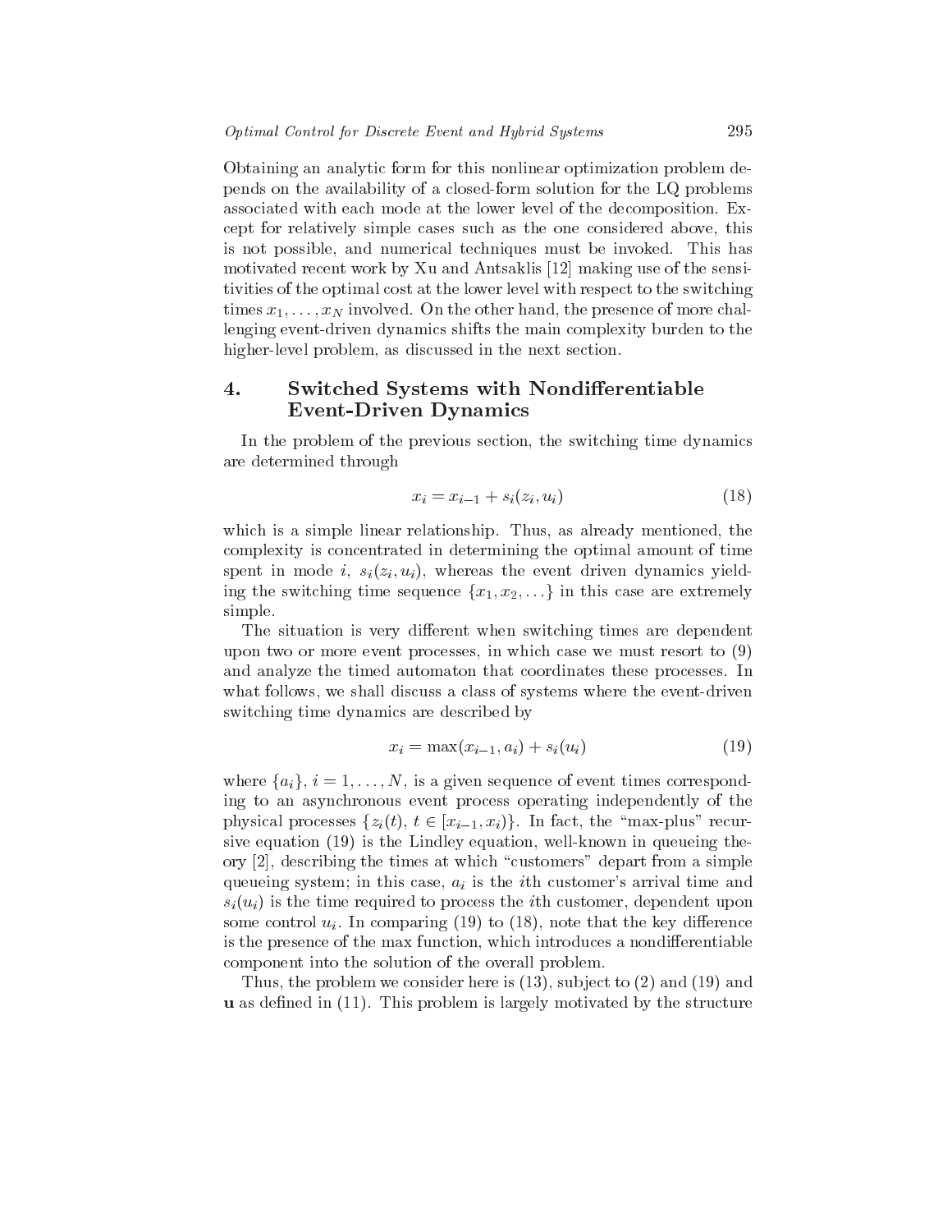Obtaining an analytic form for this nonlinear optimization problem depends on the availability of a closed-form solution for the LQ problems associated with each mode at the lower level of the decomposition. Except for relatively simple cases such as the one considered above, this is not possible, and numerical techniques must be invoked. This has motivated recent work by Xu and Antsaklis [12] making use of the sensitivities of the optimal cost at the lower level with respect to the switching times $x_1, \ldots, x_N$ involved. On the other hand, the presence of more challenging event-driven dynamics shifts the main complexity burden to the higher-level problem, as discussed in the next section.

## 4. Switched Systems with Nondifferentiable Event-Driven Dynamics

In the problem of the previous section, the switching time dynamics are determined through

$$x_i = x_{i-1} + s_i(z_i, u_i) \tag{18}$$

which is a simple linear relationship. Thus, as already mentioned, the complexity is concentrated in determining the optimal amount of time spent in mode $i$, $s_i(z_i, u_i)$, whereas the event driven dynamics yielding the switching time sequence $\{x_1, x_2, \ldots\}$ in this case are extremely simple.

The situation is very different when switching times are dependent upon two or more event processes, in which case we must resort to (9) and analyze the timed automaton that coordinates these processes. In what follows, we shall discuss a class of systems where the event-driven switching time dynamics are described by

$$x_i = \max(x_{i-1}, a_i) + s_i(u_i) \tag{19}$$

where $\{a_i\}$, $i = 1, \ldots, N$, is a given sequence of event times corresponding to an asynchronous event process operating independently of the physical processes $\{z_i(t),\, t \in [x_{i-1}, x_i)\}$. In fact, the "max-plus" recursive equation (19) is the Lindley equation, well-known in queueing theory [2], describing the times at which "customers" depart from a simple queueing system; in this case, $a_i$ is the $i$th customer's arrival time and $s_i(u_i)$ is the time required to process the $i$th customer, dependent upon some control $u_i$. In comparing (19) to (18), note that the key difference is the presence of the max function, which introduces a nondifferentiable component into the solution of the overall problem.

Thus, the problem we consider here is (13), subject to (2) and (19) and $\mathbf{u}$ as defined in (11). This problem is largely motivated by the structure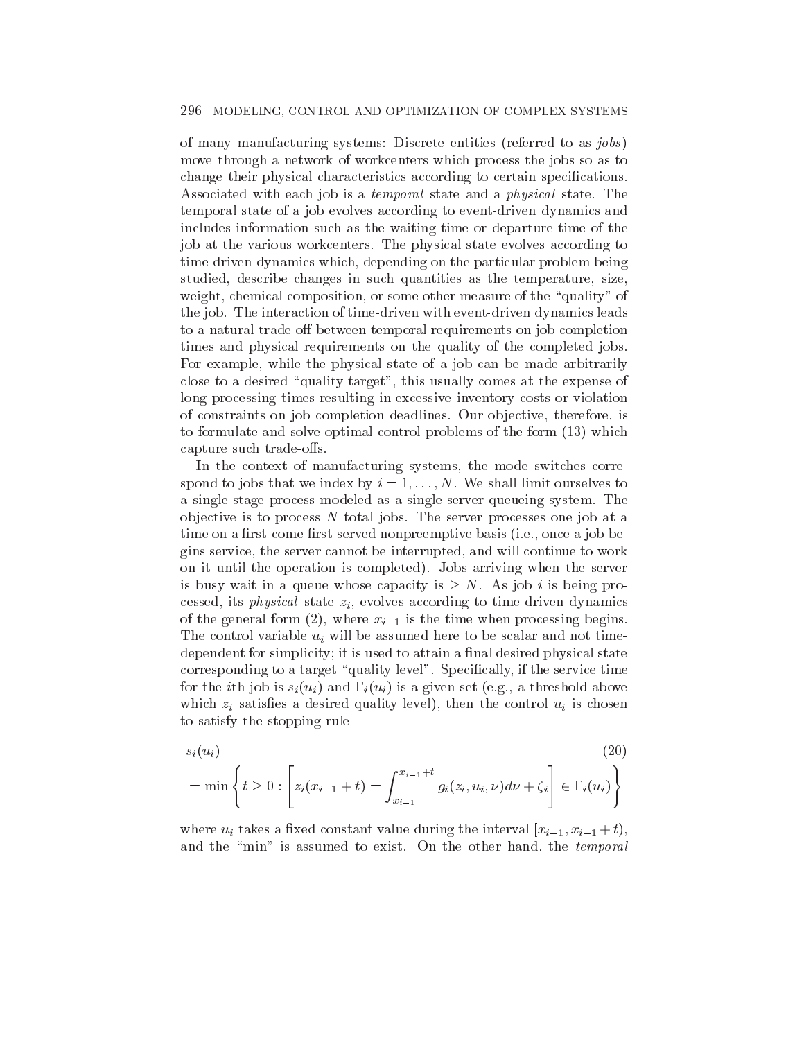of many manufacturing systems: Discrete entities (referred to as *jobs*) move through a network of workcenters which process the jobs so as to change their physical characteristics according to certain specifications. Associated with each job is a *temporal* state and a *physical* state. The temporal state of a job evolves according to event-driven dynamics and includes information such as the waiting time or departure time of the job at the various workcenters. The physical state evolves according to time-driven dynamics which, depending on the particular problem being studied, describe changes in such quantities as the temperature, size, weight, chemical composition, or some other measure of the "quality" of the job. The interaction of time-driven with event-driven dynamics leads to a natural trade-off between temporal requirements on job completion times and physical requirements on the quality of the completed jobs. For example, while the physical state of a job can be made arbitrarily close to a desired "quality target", this usually comes at the expense of long processing times resulting in excessive inventory costs or violation of constraints on job completion deadlines. Our objective, therefore, is to formulate and solve optimal control problems of the form (13) which capture such trade-offs.

In the context of manufacturing systems, the mode switches correspond to jobs that we index by $i = 1, \ldots, N$. We shall limit ourselves to a single-stage process modeled as a single-server queueing system. The objective is to process $N$ total jobs. The server processes one job at a time on a first-come first-served nonpreemptive basis (i.e., once a job begins service, the server cannot be interrupted, and will continue to work on it until the operation is completed). Jobs arriving when the server is busy wait in a queue whose capacity is $\geq N$. As job $i$ is being processed, its *physical* state $z_i$, evolves according to time-driven dynamics of the general form (2), where $x_{i-1}$ is the time when processing begins. The control variable $u_i$ will be assumed here to be scalar and not time-dependent for simplicity; it is used to attain a final desired physical state corresponding to a target "quality level". Specifically, if the service time for the $i$th job is $s_i(u_i)$ and $\Gamma_i(u_i)$ is a given set (e.g., a threshold above which $z_i$ satisfies a desired quality level), then the control $u_i$ is chosen to satisfy the stopping rule

$$
\begin{aligned}
& s_i(u_i) \\
& = \min \left\{ t \geq 0 : \left[ z_i(x_{i-1} + t) = \int_{x_{i-1}}^{x_{i-1}+t} g_i(z_i, u_i, \nu) d\nu + \zeta_i \right] \in \Gamma_i(u_i) \right\}
\end{aligned}
\tag{20}
$$

where $u_i$ takes a fixed constant value during the interval $[x_{i-1}, x_{i-1} + t)$, and the "min" is assumed to exist. On the other hand, the *temporal*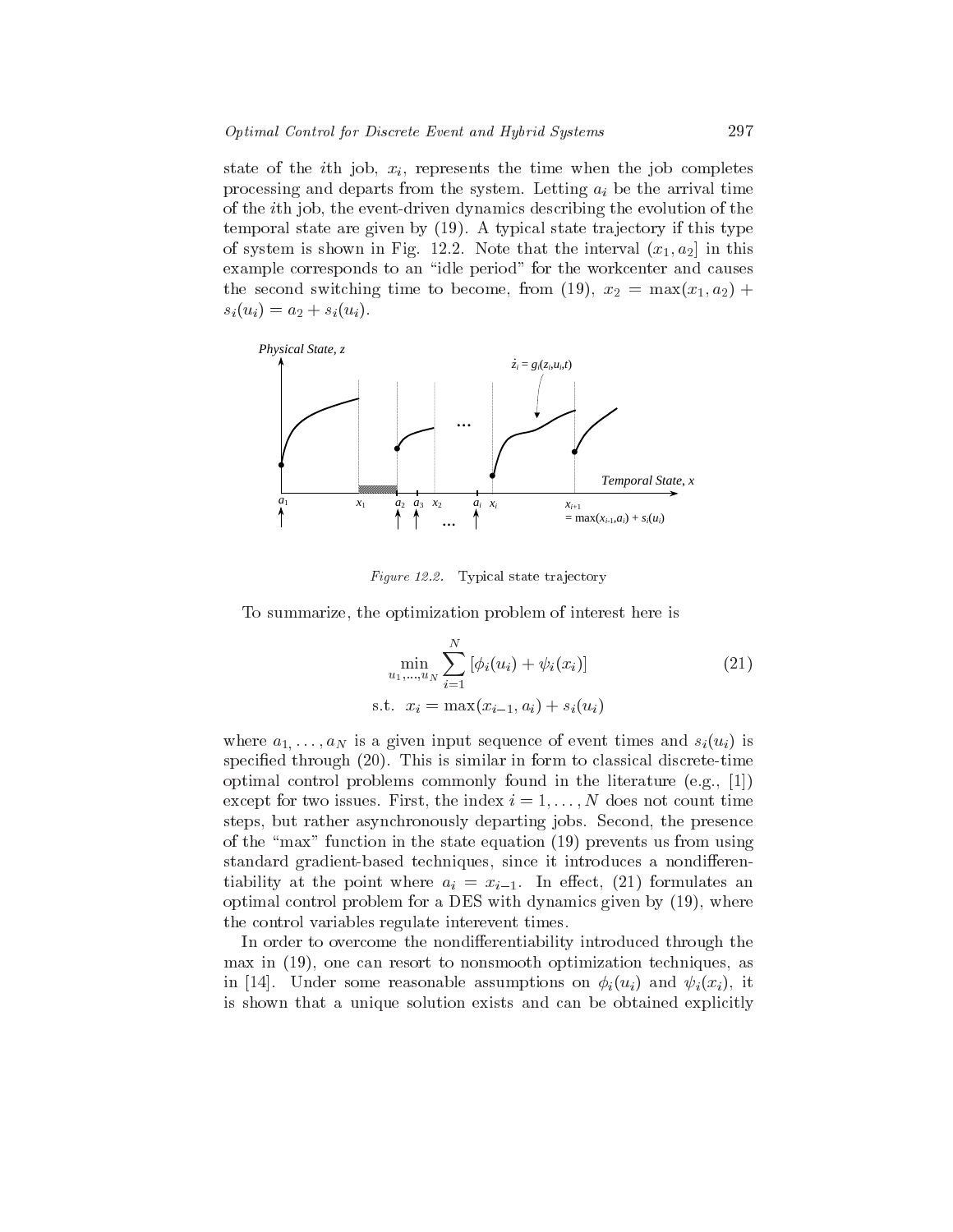state of the $i$th job, $x_i$, represents the time when the job completes processing and departs from the system. Letting $a_i$ be the arrival time of the $i$th job, the event-driven dynamics describing the evolution of the temporal state are given by (19). A typical state trajectory if this type of system is shown in Fig. 12.2. Note that the interval $(x_1, a_2]$ in this example corresponds to an "idle period" for the workcenter and causes the second switching time to become, from (19), $x_2 = \max(x_1, a_2) + s_i(u_i) = a_2 + s_i(u_i)$.

*Figure 12.2.* Typical state trajectory

To summarize, the optimization problem of interest here is

$$\min_{u_1,\ldots,u_N} \sum_{i=1}^{N} [\phi_i(u_i) + \psi_i(x_i)] \tag{21}$$

$$\text{s.t.} \;\; x_i = \max(x_{i-1}, a_i) + s_i(u_i)$$

where $a_1, \ldots, a_N$ is a given input sequence of event times and $s_i(u_i)$ is specified through (20). This is similar in form to classical discrete-time optimal control problems commonly found in the literature (e.g., [1]) except for two issues. First, the index $i = 1, \ldots, N$ does not count time steps, but rather asynchronously departing jobs. Second, the presence of the "max" function in the state equation (19) prevents us from using standard gradient-based techniques, since it introduces a nondifferentiability at the point where $a_i = x_{i-1}$. In effect, (21) formulates an optimal control problem for a DES with dynamics given by (19), where the control variables regulate interevent times.

In order to overcome the nondifferentiability introduced through the max in (19), one can resort to nonsmooth optimization techniques, as in [14]. Under some reasonable assumptions on $\phi_i(u_i)$ and $\psi_i(x_i)$, it is shown that a unique solution exists and can be obtained explicitly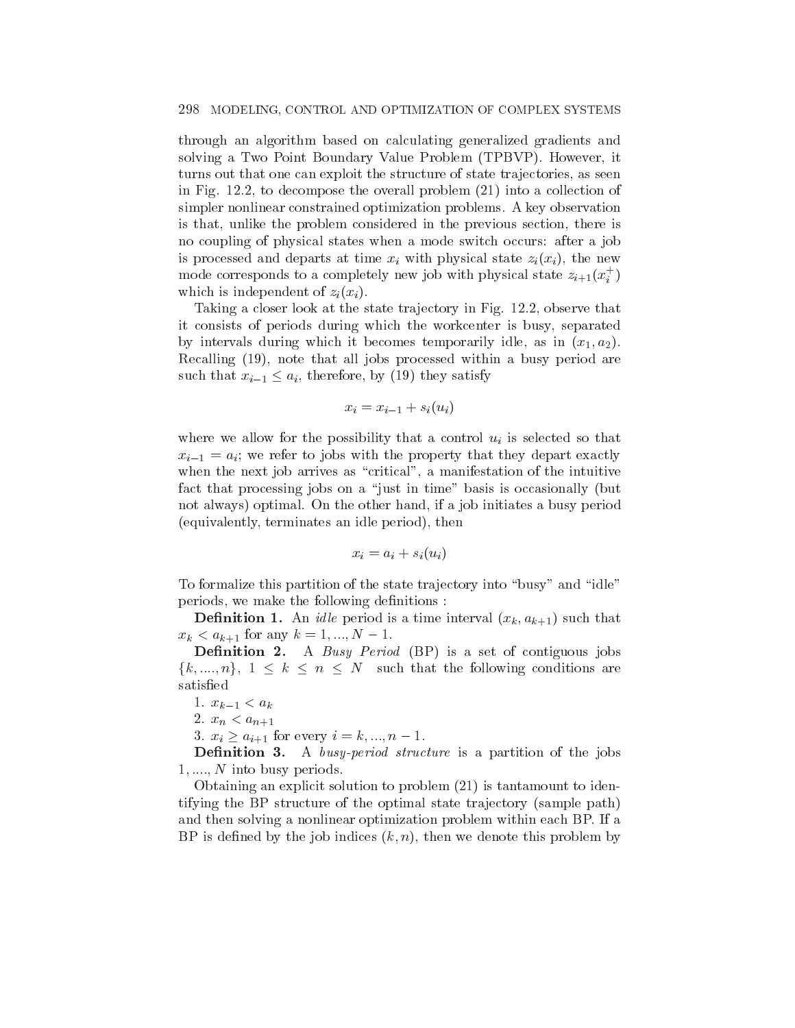through an algorithm based on calculating generalized gradients and solving a Two Point Boundary Value Problem (TPBVP). However, it turns out that one can exploit the structure of state trajectories, as seen in Fig. 12.2, to decompose the overall problem (21) into a collection of simpler nonlinear constrained optimization problems. A key observation is that, unlike the problem considered in the previous section, there is no coupling of physical states when a mode switch occurs: after a job is processed and departs at time $x_i$ with physical state $z_i(x_i)$, the new mode corresponds to a completely new job with physical state $z_{i+1}(x_i^+)$ which is independent of $z_i(x_i)$.

Taking a closer look at the state trajectory in Fig. 12.2, observe that it consists of periods during which the workcenter is busy, separated by intervals during which it becomes temporarily idle, as in $(x_1, a_2)$. Recalling (19), note that all jobs processed within a busy period are such that $x_{i-1} \leq a_i$, therefore, by (19) they satisfy

$$x_i = x_{i-1} + s_i(u_i)$$

where we allow for the possibility that a control $u_i$ is selected so that $x_{i-1} = a_i$; we refer to jobs with the property that they depart exactly when the next job arrives as "critical", a manifestation of the intuitive fact that processing jobs on a "just in time" basis is occasionally (but not always) optimal. On the other hand, if a job initiates a busy period (equivalently, terminates an idle period), then

$$x_i = a_i + s_i(u_i)$$

To formalize this partition of the state trajectory into "busy" and "idle" periods, we make the following definitions :

**Definition 1.** An *idle* period is a time interval $(x_k, a_{k+1})$ such that $x_k < a_{k+1}$ for any $k = 1, ..., N-1$.

**Definition 2.** A *Busy Period* (BP) is a set of contiguous jobs $\{k, ...., n\}$, $1 \leq k \leq n \leq N$ such that the following conditions are satisfied

1. $x_{k-1} < a_k$
2. $x_n < a_{n+1}$
3. $x_i \geq a_{i+1}$ for every $i = k, ..., n-1$.

**Definition 3.** A *busy-period structure* is a partition of the jobs $1, ...., N$ into busy periods.

Obtaining an explicit solution to problem (21) is tantamount to identifying the BP structure of the optimal state trajectory (sample path) and then solving a nonlinear optimization problem within each BP. If a BP is defined by the job indices $(k, n)$, then we denote this problem by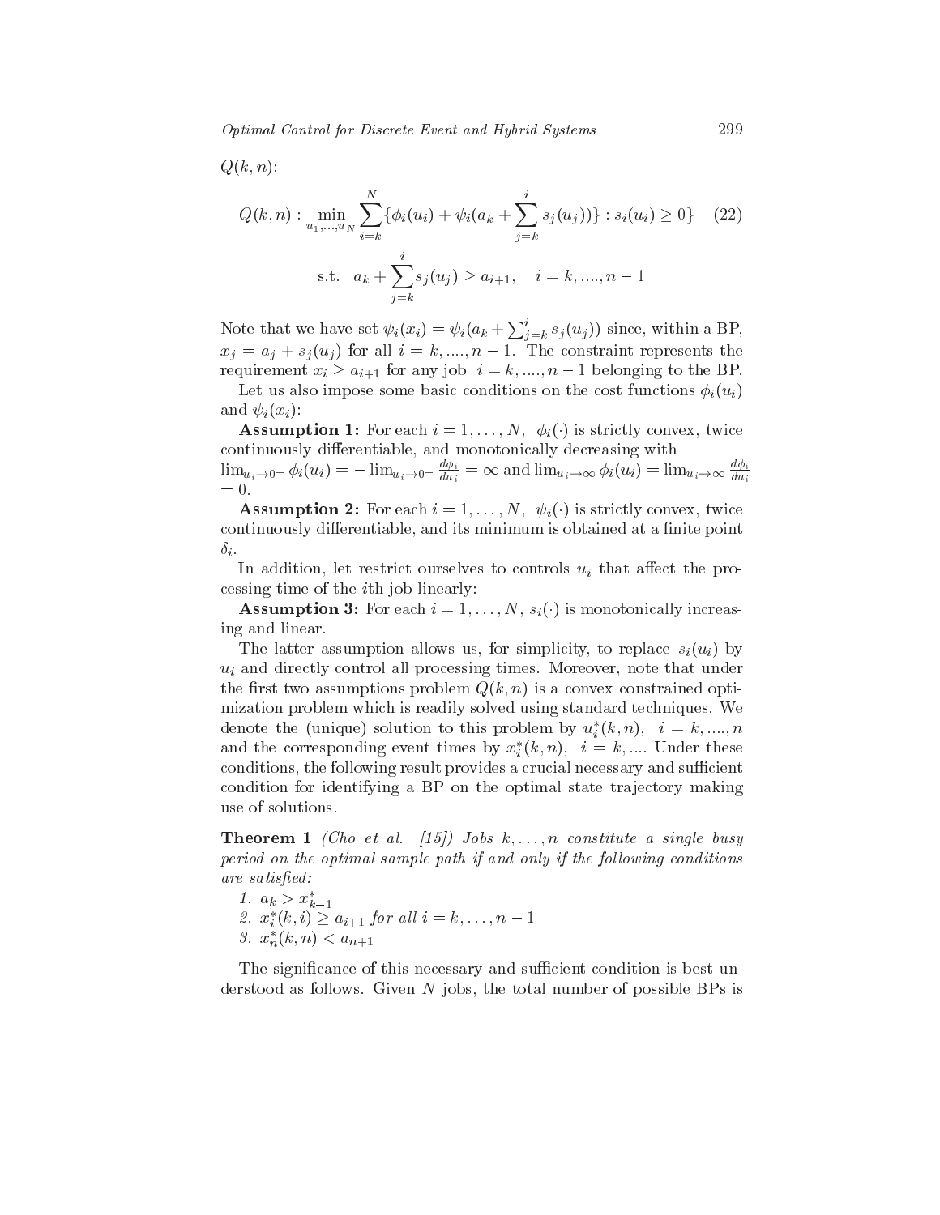$Q(k,n)$:

$$Q(k,n): \min_{u_1,\ldots,u_N} \sum_{i=k}^{N} \{\phi_i(u_i) + \psi_i(a_k + \sum_{j=k}^{i} s_j(u_j))\} : s_i(u_i) \geq 0\} \quad (22)$$

$$\text{s.t.} \quad a_k + \sum_{j=k}^{i} s_j(u_j) \geq a_{i+1}, \quad i = k, ....., n-1$$

Note that we have set $\psi_i(x_i) = \psi_i(a_k + \sum_{j=k}^{i} s_j(u_j))$ since, within a BP, $x_j = a_j + s_j(u_j)$ for all $i = k, ....., n-1$. The constraint represents the requirement $x_i \geq a_{i+1}$ for any job $i = k, ....., n-1$ belonging to the BP.

Let us also impose some basic conditions on the cost functions $\phi_i(u_i)$ and $\psi_i(x_i)$:

**Assumption 1:** For each $i = 1, \ldots, N$, $\phi_i(\cdot)$ is strictly convex, twice continuously differentiable, and monotonically decreasing with $\lim_{u_i \to 0^+} \phi_i(u_i) = -\lim_{u_i \to 0^+} \frac{d\phi_i}{du_i} = \infty$ and $\lim_{u_i \to \infty} \phi_i(u_i) = \lim_{u_i \to \infty} \frac{d\phi_i}{du_i} = 0$.

**Assumption 2:** For each $i = 1, \ldots, N$, $\psi_i(\cdot)$ is strictly convex, twice continuously differentiable, and its minimum is obtained at a finite point $\delta_i$.

In addition, let restrict ourselves to controls $u_i$ that affect the processing time of the $i$th job linearly:

**Assumption 3:** For each $i = 1, \ldots, N$, $s_i(\cdot)$ is monotonically increasing and linear.

The latter assumption allows us, for simplicity, to replace $s_i(u_i)$ by $u_i$ and directly control all processing times. Moreover, note that under the first two assumptions problem $Q(k,n)$ is a convex constrained optimization problem which is readily solved using standard techniques. We denote the (unique) solution to this problem by $u_i^*(k,n)$, $i = k, ....., n$ and the corresponding event times by $x_i^*(k,n)$, $i = k, ....$ Under these conditions, the following result provides a crucial necessary and sufficient condition for identifying a BP on the optimal state trajectory making use of solutions.

**Theorem 1** *(Cho et al. [15]) Jobs $k, \ldots, n$ constitute a single busy period on the optimal sample path if and only if the following conditions are satisfied:*

1. $a_k > x_{k-1}^*$
2. $x_i^*(k,i) \geq a_{i+1}$ *for all* $i = k, \ldots, n-1$
3. $x_n^*(k,n) < a_{n+1}$

The significance of this necessary and sufficient condition is best understood as follows. Given $N$ jobs, the total number of possible BPs is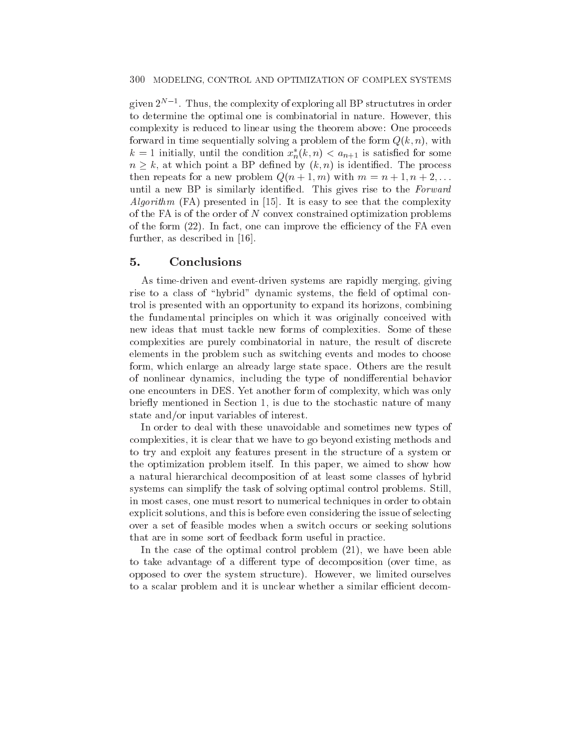given $2^{N-1}$. Thus, the complexity of exploring all BP structutres in order to determine the optimal one is combinatorial in nature. However, this complexity is reduced to linear using the theorem above: One proceeds forward in time sequentially solving a problem of the form $Q(k,n)$, with $k=1$ initially, until the condition $x_n^*(k,n) < a_{n+1}$ is satisfied for some $n \geq k$, at which point a BP defined by $(k,n)$ is identified. The process then repeats for a new problem $Q(n+1,m)$ with $m = n+1, n+2, \ldots$ until a new BP is similarly identified. This gives rise to the *Forward Algorithm* (FA) presented in [15]. It is easy to see that the complexity of the FA is of the order of $N$ convex constrained optimization problems of the form (22). In fact, one can improve the efficiency of the FA even further, as described in [16].

## 5. Conclusions

As time-driven and event-driven systems are rapidly merging, giving rise to a class of "hybrid" dynamic systems, the field of optimal control is presented with an opportunity to expand its horizons, combining the fundamental principles on which it was originally conceived with new ideas that must tackle new forms of complexities. Some of these complexities are purely combinatorial in nature, the result of discrete elements in the problem such as switching events and modes to choose form, which enlarge an already large state space. Others are the result of nonlinear dynamics, including the type of nondifferential behavior one encounters in DES. Yet another form of complexity, which was only briefly mentioned in Section 1, is due to the stochastic nature of many state and/or input variables of interest.

In order to deal with these unavoidable and sometimes new types of complexities, it is clear that we have to go beyond existing methods and to try and exploit any features present in the structure of a system or the optimization problem itself. In this paper, we aimed to show how a natural hierarchical decomposition of at least some classes of hybrid systems can simplify the task of solving optimal control problems. Still, in most cases, one must resort to numerical techniques in order to obtain explicit solutions, and this is before even considering the issue of selecting over a set of feasible modes when a switch occurs or seeking solutions that are in some sort of feedback form useful in practice.

In the case of the optimal control problem (21), we have been able to take advantage of a different type of decomposition (over time, as opposed to over the system structure). However, we limited ourselves to a scalar problem and it is unclear whether a similar efficient decom-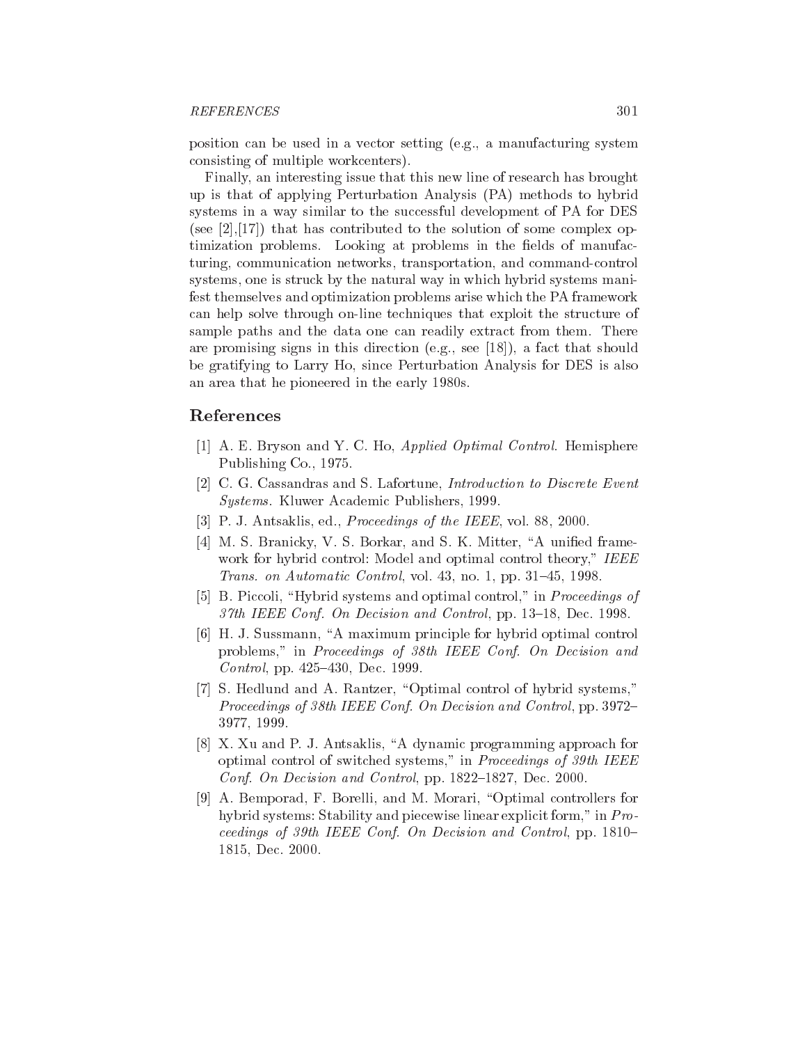position can be used in a vector setting (e.g., a manufacturing system consisting of multiple workcenters).

Finally, an interesting issue that this new line of research has brought up is that of applying Perturbation Analysis (PA) methods to hybrid systems in a way similar to the successful development of PA for DES (see [2],[17]) that has contributed to the solution of some complex optimization problems. Looking at problems in the fields of manufacturing, communication networks, transportation, and command-control systems, one is struck by the natural way in which hybrid systems manifest themselves and optimization problems arise which the PA framework can help solve through on-line techniques that exploit the structure of sample paths and the data one can readily extract from them. There are promising signs in this direction (e.g., see [18]), a fact that should be gratifying to Larry Ho, since Perturbation Analysis for DES is also an area that he pioneered in the early 1980s.

## References

[1] A. E. Bryson and Y. C. Ho, *Applied Optimal Control*. Hemisphere Publishing Co., 1975.

[2] C. G. Cassandras and S. Lafortune, *Introduction to Discrete Event Systems*. Kluwer Academic Publishers, 1999.

[3] P. J. Antsaklis, ed., *Proceedings of the IEEE*, vol. 88, 2000.

[4] M. S. Branicky, V. S. Borkar, and S. K. Mitter, "A unified framework for hybrid control: Model and optimal control theory," *IEEE Trans. on Automatic Control*, vol. 43, no. 1, pp. 31–45, 1998.

[5] B. Piccoli, "Hybrid systems and optimal control," in *Proceedings of 37th IEEE Conf. On Decision and Control*, pp. 13–18, Dec. 1998.

[6] H. J. Sussmann, "A maximum principle for hybrid optimal control problems," in *Proceedings of 38th IEEE Conf. On Decision and Control*, pp. 425–430, Dec. 1999.

[7] S. Hedlund and A. Rantzer, "Optimal control of hybrid systems," *Proceedings of 38th IEEE Conf. On Decision and Control*, pp. 3972–3977, 1999.

[8] X. Xu and P. J. Antsaklis, "A dynamic programming approach for optimal control of switched systems," in *Proceedings of 39th IEEE Conf. On Decision and Control*, pp. 1822–1827, Dec. 2000.

[9] A. Bemporad, F. Borelli, and M. Morari, "Optimal controllers for hybrid systems: Stability and piecewise linear explicit form," in *Proceedings of 39th IEEE Conf. On Decision and Control*, pp. 1810–1815, Dec. 2000.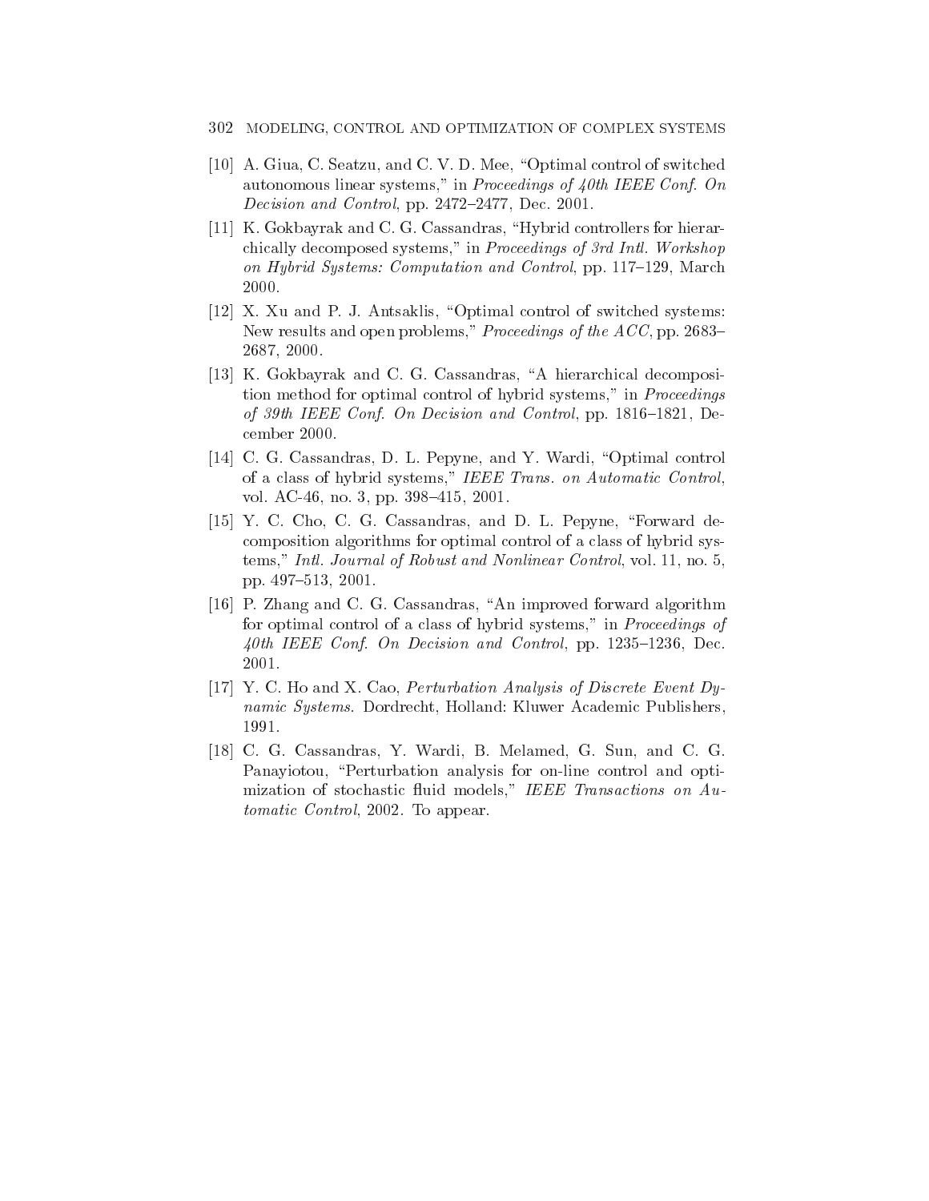[10] A. Giua, C. Seatzu, and C. V. D. Mee, "Optimal control of switched autonomous linear systems," in *Proceedings of 40th IEEE Conf. On Decision and Control*, pp. 2472–2477, Dec. 2001.

[11] K. Gokbayrak and C. G. Cassandras, "Hybrid controllers for hierarchically decomposed systems," in *Proceedings of 3rd Intl. Workshop on Hybrid Systems: Computation and Control*, pp. 117–129, March 2000.

[12] X. Xu and P. J. Antsaklis, "Optimal control of switched systems: New results and open problems," *Proceedings of the ACC*, pp. 2683–2687, 2000.

[13] K. Gokbayrak and C. G. Cassandras, "A hierarchical decomposition method for optimal control of hybrid systems," in *Proceedings of 39th IEEE Conf. On Decision and Control*, pp. 1816–1821, December 2000.

[14] C. G. Cassandras, D. L. Pepyne, and Y. Wardi, "Optimal control of a class of hybrid systems," *IEEE Trans. on Automatic Control*, vol. AC-46, no. 3, pp. 398–415, 2001.

[15] Y. C. Cho, C. G. Cassandras, and D. L. Pepyne, "Forward decomposition algorithms for optimal control of a class of hybrid systems," *Intl. Journal of Robust and Nonlinear Control*, vol. 11, no. 5, pp. 497–513, 2001.

[16] P. Zhang and C. G. Cassandras, "An improved forward algorithm for optimal control of a class of hybrid systems," in *Proceedings of 40th IEEE Conf. On Decision and Control*, pp. 1235–1236, Dec. 2001.

[17] Y. C. Ho and X. Cao, *Perturbation Analysis of Discrete Event Dynamic Systems*. Dordrecht, Holland: Kluwer Academic Publishers, 1991.

[18] C. G. Cassandras, Y. Wardi, B. Melamed, G. Sun, and C. G. Panayiotou, "Perturbation analysis for on-line control and optimization of stochastic fluid models," *IEEE Transactions on Automatic Control*, 2002. To appear.